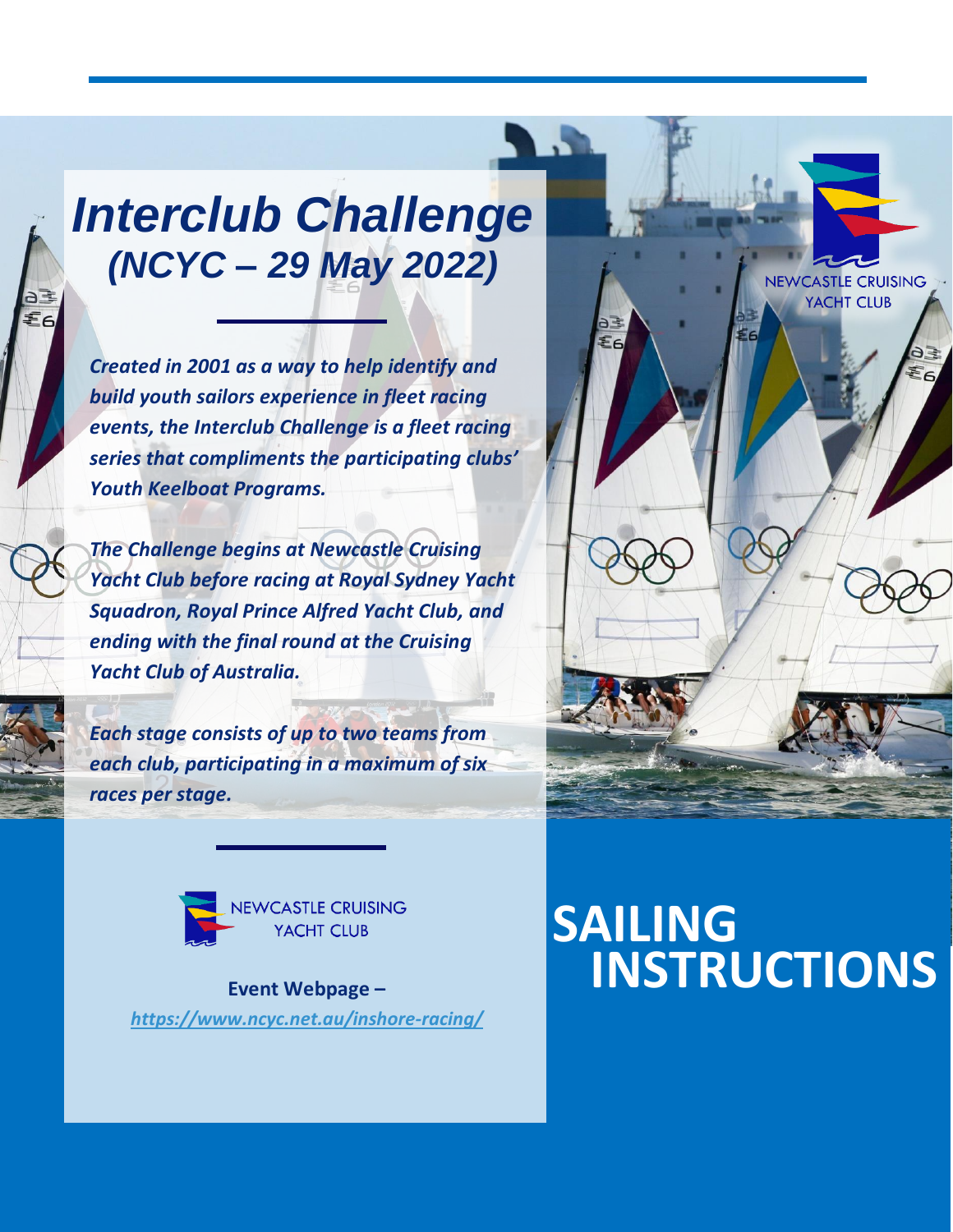# *Interclub Challenge*

## *(NCYC – 29 May 2022)*

***Created in 2001 as a way to help identify and build youth sailors experience in fleet racing events, the Interclub Challenge is a fleet racing series that compliments the participating clubs' Youth Keelboat Programs.***

***The Challenge begins at Newcastle Cruising Yacht Club before racing at Royal Sydney Yacht Squadron, Royal Prince Alfred Yacht Club, and ending with the final round at the Cruising Yacht Club of Australia.***

***Each stage consists of up to two teams from each club, participating in a maximum of six races per stage.***

NEWCASTLE CRUISING YACHT CLUB

**Event Webpage –**
***https://www.ncyc.net.au/inshore-racing/***

# SAILING INSTRUCTIONS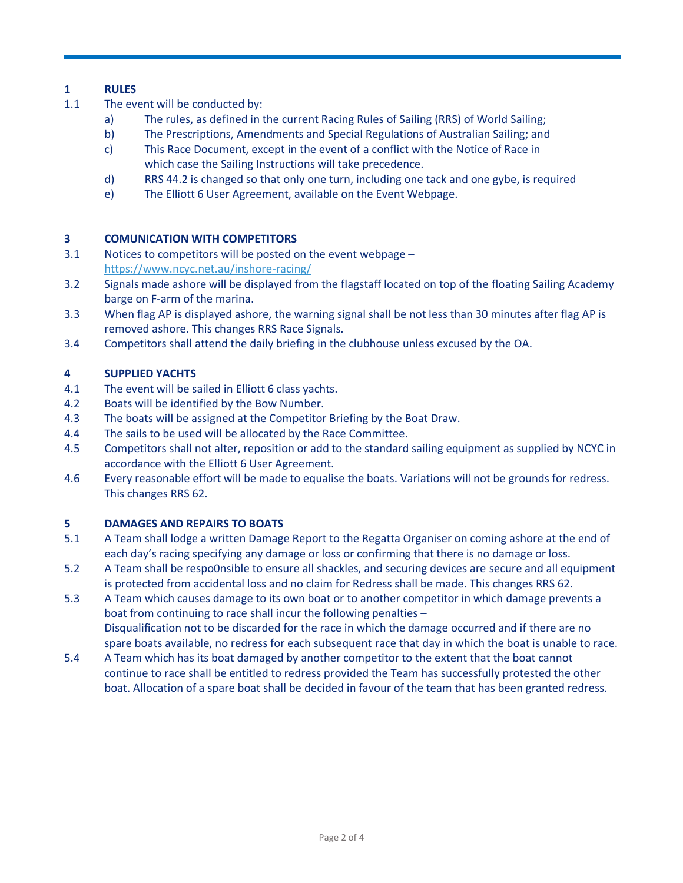## 1 RULES

1.1 The event will be conducted by:

- a) The rules, as defined in the current Racing Rules of Sailing (RRS) of World Sailing;
- b) The Prescriptions, Amendments and Special Regulations of Australian Sailing; and
- c) This Race Document, except in the event of a conflict with the Notice of Race in which case the Sailing Instructions will take precedence.
- d) RRS 44.2 is changed so that only one turn, including one tack and one gybe, is required
- e) The Elliott 6 User Agreement, available on the Event Webpage.

## 3 COMUNICATION WITH COMPETITORS

3.1 Notices to competitors will be posted on the event webpage – https://www.ncyc.net.au/inshore-racing/

3.2 Signals made ashore will be displayed from the flagstaff located on top of the floating Sailing Academy barge on F-arm of the marina.

3.3 When flag AP is displayed ashore, the warning signal shall be not less than 30 minutes after flag AP is removed ashore. This changes RRS Race Signals.

3.4 Competitors shall attend the daily briefing in the clubhouse unless excused by the OA.

## 4 SUPPLIED YACHTS

4.1 The event will be sailed in Elliott 6 class yachts.

4.2 Boats will be identified by the Bow Number.

4.3 The boats will be assigned at the Competitor Briefing by the Boat Draw.

4.4 The sails to be used will be allocated by the Race Committee.

4.5 Competitors shall not alter, reposition or add to the standard sailing equipment as supplied by NCYC in accordance with the Elliott 6 User Agreement.

4.6 Every reasonable effort will be made to equalise the boats. Variations will not be grounds for redress. This changes RRS 62.

## 5 DAMAGES AND REPAIRS TO BOATS

5.1 A Team shall lodge a written Damage Report to the Regatta Organiser on coming ashore at the end of each day's racing specifying any damage or loss or confirming that there is no damage or loss.

5.2 A Team shall be respo0nsible to ensure all shackles, and securing devices are secure and all equipment is protected from accidental loss and no claim for Redress shall be made. This changes RRS 62.

5.3 A Team which causes damage to its own boat or to another competitor in which damage prevents a boat from continuing to race shall incur the following penalties –
Disqualification not to be discarded for the race in which the damage occurred and if there are no spare boats available, no redress for each subsequent race that day in which the boat is unable to race.

5.4 A Team which has its boat damaged by another competitor to the extent that the boat cannot continue to race shall be entitled to redress provided the Team has successfully protested the other boat. Allocation of a spare boat shall be decided in favour of the team that has been granted redress.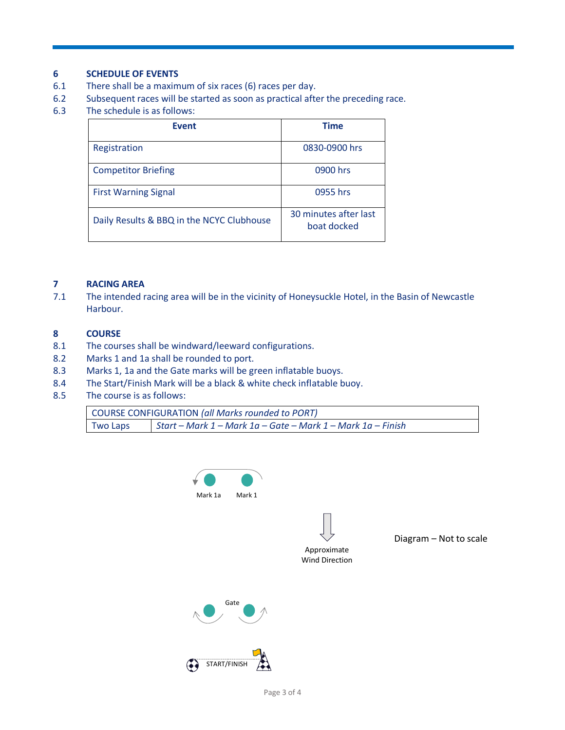## 6 SCHEDULE OF EVENTS

6.1 There shall be a maximum of six races (6) races per day.

6.2 Subsequent races will be started as soon as practical after the preceding race.

6.3 The schedule is as follows:

| Event | Time |
|---|---|
| Registration | 0830-0900 hrs |
| Competitor Briefing | 0900 hrs |
| First Warning Signal | 0955 hrs |
| Daily Results & BBQ in the NCYC Clubhouse | 30 minutes after last boat docked |

## 7 RACING AREA

7.1 The intended racing area will be in the vicinity of Honeysuckle Hotel, in the Basin of Newcastle Harbour.

## 8 COURSE

8.1 The courses shall be windward/leeward configurations.

8.2 Marks 1 and 1a shall be rounded to port.

8.3 Marks 1, 1a and the Gate marks will be green inflatable buoys.

8.4 The Start/Finish Mark will be a black & white check inflatable buoy.

8.5 The course is as follows:

| COURSE CONFIGURATION *(all Marks rounded to PORT)* | |
|---|---|
| Two Laps | *Start – Mark 1 – Mark 1a – Gate – Mark 1 – Mark 1a – Finish* |

Mark 1a Mark 1

Approximate Wind Direction

Diagram – Not to scale

Gate

START/FINISH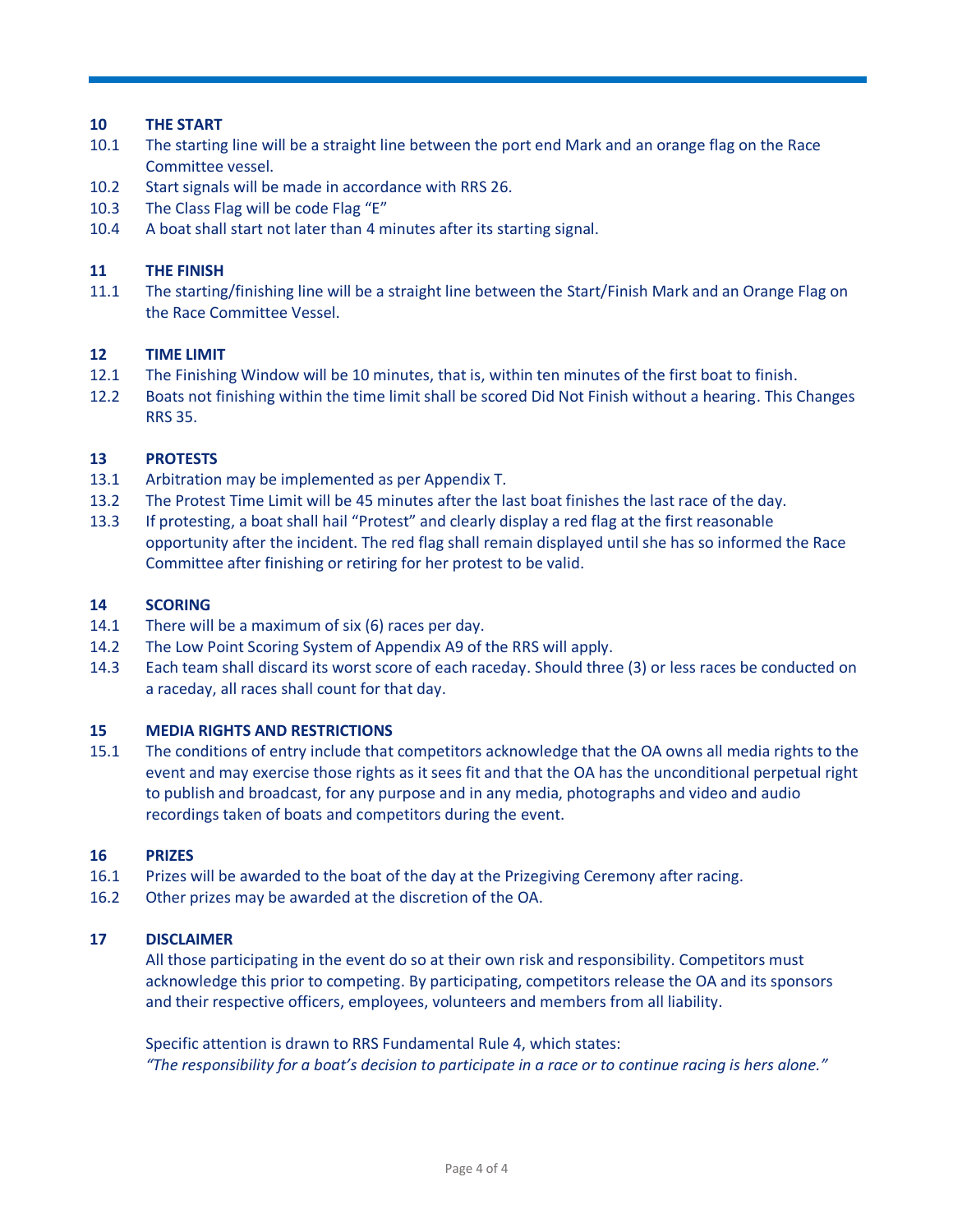## 10 THE START

10.1 The starting line will be a straight line between the port end Mark and an orange flag on the Race Committee vessel.

10.2 Start signals will be made in accordance with RRS 26.

10.3 The Class Flag will be code Flag "E"

10.4 A boat shall start not later than 4 minutes after its starting signal.

## 11 THE FINISH

11.1 The starting/finishing line will be a straight line between the Start/Finish Mark and an Orange Flag on the Race Committee Vessel.

## 12 TIME LIMIT

12.1 The Finishing Window will be 10 minutes, that is, within ten minutes of the first boat to finish.

12.2 Boats not finishing within the time limit shall be scored Did Not Finish without a hearing. This Changes RRS 35.

## 13 PROTESTS

13.1 Arbitration may be implemented as per Appendix T.

13.2 The Protest Time Limit will be 45 minutes after the last boat finishes the last race of the day.

13.3 If protesting, a boat shall hail "Protest" and clearly display a red flag at the first reasonable opportunity after the incident. The red flag shall remain displayed until she has so informed the Race Committee after finishing or retiring for her protest to be valid.

## 14 SCORING

14.1 There will be a maximum of six (6) races per day.

14.2 The Low Point Scoring System of Appendix A9 of the RRS will apply.

14.3 Each team shall discard its worst score of each raceday. Should three (3) or less races be conducted on a raceday, all races shall count for that day.

## 15 MEDIA RIGHTS AND RESTRICTIONS

15.1 The conditions of entry include that competitors acknowledge that the OA owns all media rights to the event and may exercise those rights as it sees fit and that the OA has the unconditional perpetual right to publish and broadcast, for any purpose and in any media, photographs and video and audio recordings taken of boats and competitors during the event.

## 16 PRIZES

16.1 Prizes will be awarded to the boat of the day at the Prizegiving Ceremony after racing.

16.2 Other prizes may be awarded at the discretion of the OA.

## 17 DISCLAIMER

All those participating in the event do so at their own risk and responsibility. Competitors must acknowledge this prior to competing. By participating, competitors release the OA and its sponsors and their respective officers, employees, volunteers and members from all liability.

Specific attention is drawn to RRS Fundamental Rule 4, which states:
*"The responsibility for a boat's decision to participate in a race or to continue racing is hers alone."*